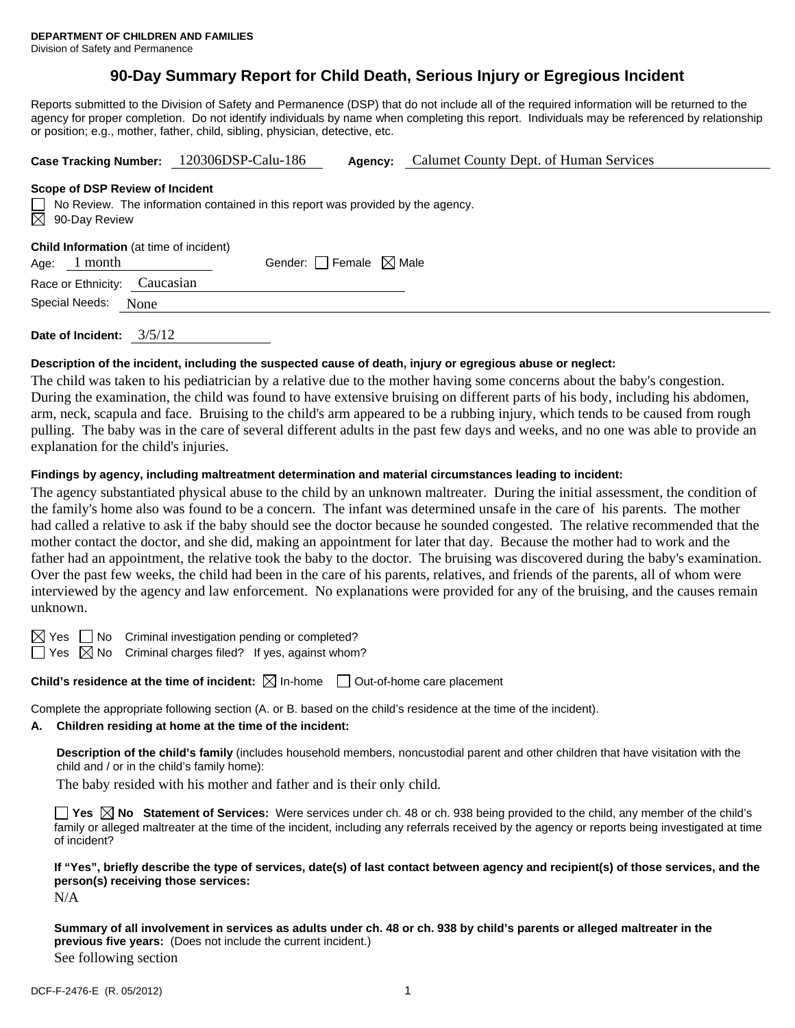**DEPARTMENT OF CHILDREN AND FAMILIES**
Division of Safety and Permanence

# 90-Day Summary Report for Child Death, Serious Injury or Egregious Incident

Reports submitted to the Division of Safety and Permanence (DSP) that do not include all of the required information will be returned to the agency for proper completion. Do not identify individuals by name when completing this report. Individuals may be referenced by relationship or position; e.g., mother, father, child, sibling, physician, detective, etc.

**Case Tracking Number:** 120306DSP-Calu-186 **Agency:** Calumet County Dept. of Human Services

**Scope of DSP Review of Incident**

☐ No Review. The information contained in this report was provided by the agency.
☒ 90-Day Review

**Child Information** (at time of incident)

Age: 1 month Gender: ☐ Female ☒ Male

Race or Ethnicity: Caucasian

Special Needs: None

**Date of Incident:** 3/5/12

**Description of the incident, including the suspected cause of death, injury or egregious abuse or neglect:**

The child was taken to his pediatrician by a relative due to the mother having some concerns about the baby's congestion. During the examination, the child was found to have extensive bruising on different parts of his body, including his abdomen, arm, neck, scapula and face. Bruising to the child's arm appeared to be a rubbing injury, which tends to be caused from rough pulling. The baby was in the care of several different adults in the past few days and weeks, and no one was able to provide an explanation for the child's injuries.

**Findings by agency, including maltreatment determination and material circumstances leading to incident:**

The agency substantiated physical abuse to the child by an unknown maltreater. During the initial assessment, the condition of the family's home also was found to be a concern. The infant was determined unsafe in the care of his parents. The mother had called a relative to ask if the baby should see the doctor because he sounded congested. The relative recommended that the mother contact the doctor, and she did, making an appointment for later that day. Because the mother had to work and the father had an appointment, the relative took the baby to the doctor. The bruising was discovered during the baby's examination. Over the past few weeks, the child had been in the care of his parents, relatives, and friends of the parents, all of whom were interviewed by the agency and law enforcement. No explanations were provided for any of the bruising, and the causes remain unknown.

☒ Yes ☐ No Criminal investigation pending or completed?
☐ Yes ☒ No Criminal charges filed? If yes, against whom?

**Child's residence at the time of incident:** ☒ In-home ☐ Out-of-home care placement

Complete the appropriate following section (A. or B. based on the child's residence at the time of the incident).

**A. Children residing at home at the time of the incident:**

**Description of the child's family** (includes household members, noncustodial parent and other children that have visitation with the child and / or in the child's family home):

The baby resided with his mother and father and is their only child.

☐ **Yes** ☒ **No Statement of Services:** Were services under ch. 48 or ch. 938 being provided to the child, any member of the child's family or alleged maltreater at the time of the incident, including any referrals received by the agency or reports being investigated at time of incident?

**If "Yes", briefly describe the type of services, date(s) of last contact between agency and recipient(s) of those services, and the person(s) receiving those services:**

N/A

**Summary of all involvement in services as adults under ch. 48 or ch. 938 by child's parents or alleged maltreater in the previous five years:** (Does not include the current incident.)

See following section

DCF-F-2476-E (R. 05/2012)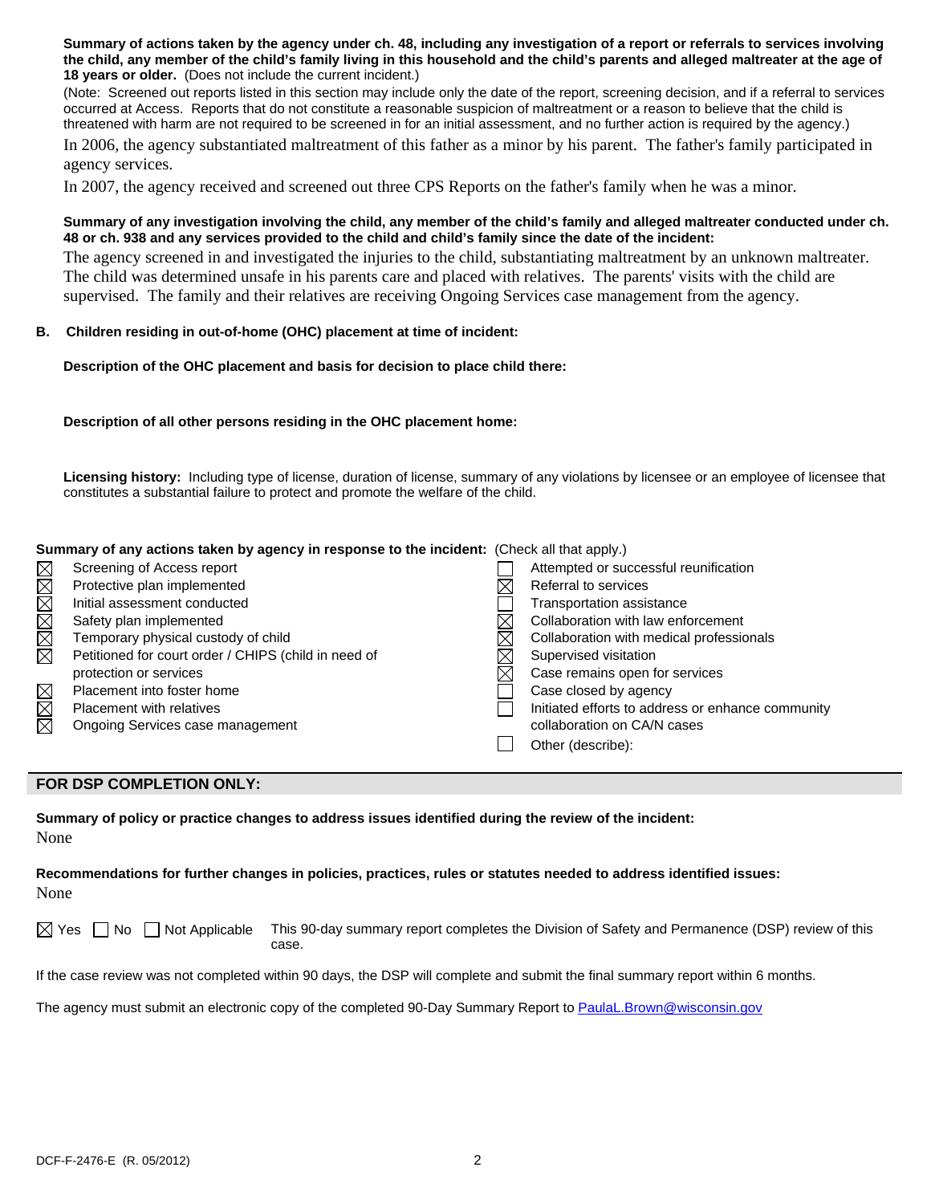**Summary of actions taken by the agency under ch. 48, including any investigation of a report or referrals to services involving the child, any member of the child's family living in this household and the child's parents and alleged maltreater at the age of 18 years or older.** (Does not include the current incident.)

(Note: Screened out reports listed in this section may include only the date of the report, screening decision, and if a referral to services occurred at Access. Reports that do not constitute a reasonable suspicion of maltreatment or a reason to believe that the child is threatened with harm are not required to be screened in for an initial assessment, and no further action is required by the agency.)

In 2006, the agency substantiated maltreatment of this father as a minor by his parent. The father's family participated in agency services.

In 2007, the agency received and screened out three CPS Reports on the father's family when he was a minor.

**Summary of any investigation involving the child, any member of the child's family and alleged maltreater conducted under ch. 48 or ch. 938 and any services provided to the child and child's family since the date of the incident:**

The agency screened in and investigated the injuries to the child, substantiating maltreatment by an unknown maltreater. The child was determined unsafe in his parents care and placed with relatives. The parents' visits with the child are supervised. The family and their relatives are receiving Ongoing Services case management from the agency.

**B. Children residing in out-of-home (OHC) placement at time of incident:**

**Description of the OHC placement and basis for decision to place child there:**

**Description of all other persons residing in the OHC placement home:**

**Licensing history:** Including type of license, duration of license, summary of any violations by licensee or an employee of licensee that constitutes a substantial failure to protect and promote the welfare of the child.

**Summary of any actions taken by agency in response to the incident:** (Check all that apply.)

- ☒ Screening of Access report
- ☒ Protective plan implemented
- ☒ Initial assessment conducted
- ☒ Safety plan implemented
- ☒ Temporary physical custody of child
- ☒ Petitioned for court order / CHIPS (child in need of protection or services
- ☒ Placement into foster home
- ☒ Placement with relatives
- ☒ Ongoing Services case management
- ☐ Attempted or successful reunification
- ☒ Referral to services
- ☐ Transportation assistance
- ☒ Collaboration with law enforcement
- ☒ Collaboration with medical professionals
- ☒ Supervised visitation
- ☒ Case remains open for services
- ☐ Case closed by agency
- ☐ Initiated efforts to address or enhance community collaboration on CA/N cases
- ☐ Other (describe):

## FOR DSP COMPLETION ONLY:

**Summary of policy or practice changes to address issues identified during the review of the incident:**

None

**Recommendations for further changes in policies, practices, rules or statutes needed to address identified issues:**

None

☒ Yes ☐ No ☐ Not Applicable This 90-day summary report completes the Division of Safety and Permanence (DSP) review of this case.

If the case review was not completed within 90 days, the DSP will complete and submit the final summary report within 6 months.

The agency must submit an electronic copy of the completed 90-Day Summary Report to PaulaL.Brown@wisconsin.gov

DCF-F-2476-E (R. 05/2012)